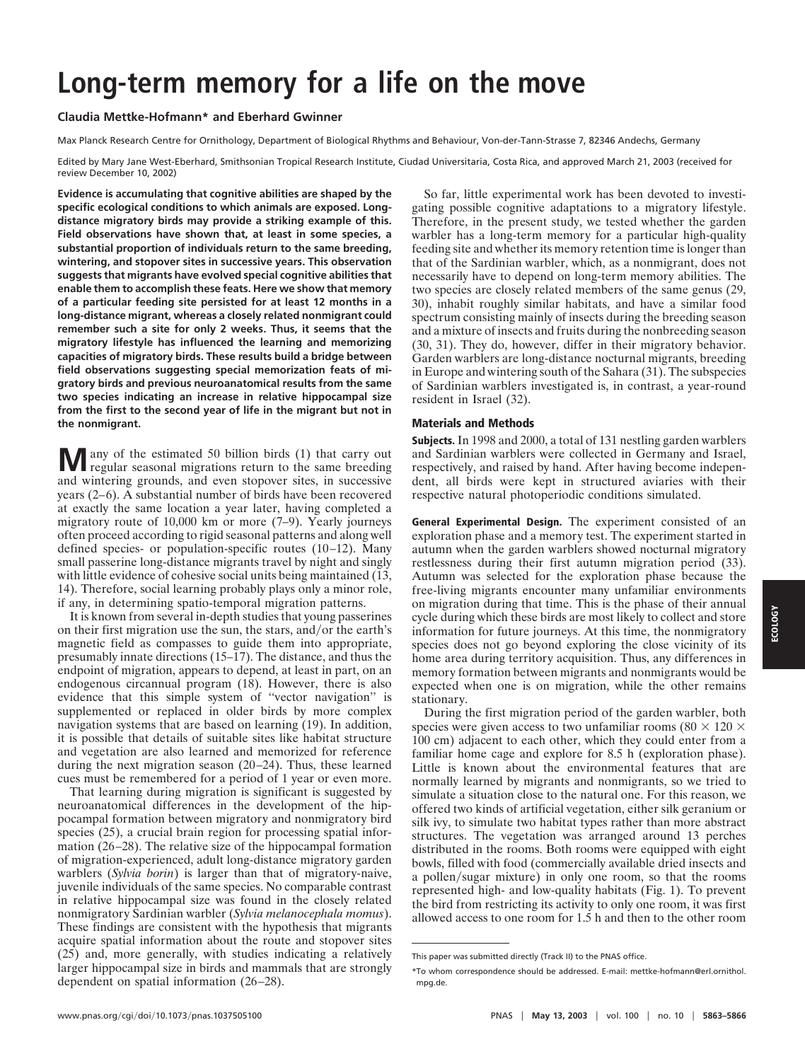# Long-term memory for a life on the move

**Claudia Mettke-Hofmann*** **and Eberhard Gwinner**

Max Planck Research Centre for Ornithology, Department of Biological Rhythms and Behaviour, Von-der-Tann-Strasse 7, 82346 Andechs, Germany

Edited by Mary Jane West-Eberhard, Smithsonian Tropical Research Institute, Ciudad Universitaria, Costa Rica, and approved March 21, 2003 (received for review December 10, 2002)

**Evidence is accumulating that cognitive abilities are shaped by the specific ecological conditions to which animals are exposed. Long-distance migratory birds may provide a striking example of this. Field observations have shown that, at least in some species, a substantial proportion of individuals return to the same breeding, wintering, and stopover sites in successive years. This observation suggests that migrants have evolved special cognitive abilities that enable them to accomplish these feats. Here we show that memory of a particular feeding site persisted for at least 12 months in a long-distance migrant, whereas a closely related nonmigrant could remember such a site for only 2 weeks. Thus, it seems that the migratory lifestyle has influenced the learning and memorizing capacities of migratory birds. These results build a bridge between field observations suggesting special memorization feats of migratory birds and previous neuroanatomical results from the same two species indicating an increase in relative hippocampal size from the first to the second year of life in the migrant but not in the nonmigrant.**

Many of the estimated 50 billion birds (1) that carry out regular seasonal migrations return to the same breeding and wintering grounds, and even stopover sites, in successive years (2–6). A substantial number of birds have been recovered at exactly the same location a year later, having completed a migratory route of 10,000 km or more (7–9). Yearly journeys often proceed according to rigid seasonal patterns and along well defined species- or population-specific routes (10–12). Many small passerine long-distance migrants travel by night and singly with little evidence of cohesive social units being maintained (13, 14). Therefore, social learning probably plays only a minor role, if any, in determining spatio-temporal migration patterns.

It is known from several in-depth studies that young passerines on their first migration use the sun, the stars, and/or the earth's magnetic field as compasses to guide them into appropriate, presumably innate directions (15–17). The distance, and thus the endpoint of migration, appears to depend, at least in part, on an endogenous circannual program (18). However, there is also evidence that this simple system of "vector navigation" is supplemented or replaced in older birds by more complex navigation systems that are based on learning (19). In addition, it is possible that details of suitable sites like habitat structure and vegetation are also learned and memorized for reference during the next migration season (20–24). Thus, these learned cues must be remembered for a period of 1 year or even more.

That learning during migration is significant is suggested by neuroanatomical differences in the development of the hippocampal formation between migratory and nonmigratory bird species (25), a crucial brain region for processing spatial information (26–28). The relative size of the hippocampal formation of migration-experienced, adult long-distance migratory garden warblers (*Sylvia borin*) is larger than that of migratory-naive, juvenile individuals of the same species. No comparable contrast in relative hippocampal size was found in the closely related nonmigratory Sardinian warbler (*Sylvia melanocephala momus*). These findings are consistent with the hypothesis that migrants acquire spatial information about the route and stopover sites (25) and, more generally, with studies indicating a relatively larger hippocampal size in birds and mammals that are strongly dependent on spatial information (26–28).

So far, little experimental work has been devoted to investigating possible cognitive adaptations to a migratory lifestyle. Therefore, in the present study, we tested whether the garden warbler has a long-term memory for a particular high-quality feeding site and whether its memory retention time is longer than that of the Sardinian warbler, which, as a nonmigrant, does not necessarily have to depend on long-term memory abilities. The two species are closely related members of the same genus (29, 30), inhabit roughly similar habitats, and have a similar food spectrum consisting mainly of insects during the breeding season and a mixture of insects and fruits during the nonbreeding season (30, 31). They do, however, differ in their migratory behavior. Garden warblers are long-distance nocturnal migrants, breeding in Europe and wintering south of the Sahara (31). The subspecies of Sardinian warblers investigated is, in contrast, a year-round resident in Israel (32).

## Materials and Methods

**Subjects.** In 1998 and 2000, a total of 131 nestling garden warblers and Sardinian warblers were collected in Germany and Israel, respectively, and raised by hand. After having become independent, all birds were kept in structured aviaries with their respective natural photoperiodic conditions simulated.

**General Experimental Design.** The experiment consisted of an exploration phase and a memory test. The experiment started in autumn when the garden warblers showed nocturnal migratory restlessness during their first autumn migration period (33). Autumn was selected for the exploration phase because the free-living migrants encounter many unfamiliar environments on migration during that time. This is the phase of their annual cycle during which these birds are most likely to collect and store information for future journeys. At this time, the nonmigratory species does not go beyond exploring the close vicinity of its home area during territory acquisition. Thus, any differences in memory formation between migrants and nonmigrants would be expected when one is on migration, while the other remains stationary.

During the first migration period of the garden warbler, both species were given access to two unfamiliar rooms ($80 \times 120 \times 100$ cm) adjacent to each other, which they could enter from a familiar home cage and explore for 8.5 h (exploration phase). Little is known about the environmental features that are normally learned by migrants and nonmigrants, so we tried to simulate a situation close to the natural one. For this reason, we offered two kinds of artificial vegetation, either silk geranium or silk ivy, to simulate two habitat types rather than more abstract structures. The vegetation was arranged around 13 perches distributed in the rooms. Both rooms were equipped with eight bowls, filled with food (commercially available dried insects and a pollen/sugar mixture) in only one room, so that the rooms represented high- and low-quality habitats (Fig. 1). To prevent the bird from restricting its activity to only one room, it was first allowed access to one room for 1.5 h and then to the other room

This paper was submitted directly (Track II) to the PNAS office.

*To whom correspondence should be addressed. E-mail: mettke-hofmann@erl.ornithol.mpg.de.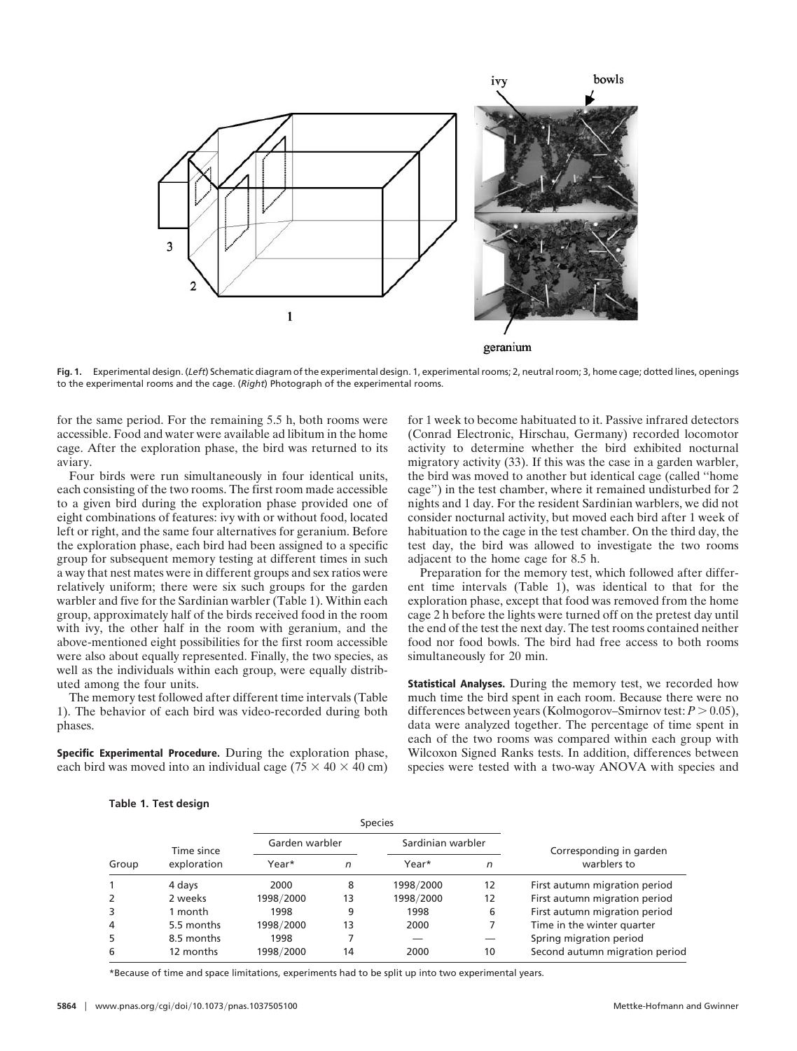**Fig. 1.** Experimental design. (*Left*) Schematic diagram of the experimental design. 1, experimental rooms; 2, neutral room; 3, home cage; dotted lines, openings to the experimental rooms and the cage. (*Right*) Photograph of the experimental rooms.

for the same period. For the remaining 5.5 h, both rooms were accessible. Food and water were available ad libitum in the home cage. After the exploration phase, the bird was returned to its aviary.

Four birds were run simultaneously in four identical units, each consisting of the two rooms. The first room made accessible to a given bird during the exploration phase provided one of eight combinations of features: ivy with or without food, located left or right, and the same four alternatives for geranium. Before the exploration phase, each bird had been assigned to a specific group for subsequent memory testing at different times in such a way that nest mates were in different groups and sex ratios were relatively uniform; there were six such groups for the garden warbler and five for the Sardinian warbler (Table 1). Within each group, approximately half of the birds received food in the room with ivy, the other half in the room with geranium, and the above-mentioned eight possibilities for the first room accessible were also about equally represented. Finally, the two species, as well as the individuals within each group, were equally distributed among the four units.

The memory test followed after different time intervals (Table 1). The behavior of each bird was video-recorded during both phases.

**Specific Experimental Procedure.** During the exploration phase, each bird was moved into an individual cage ($75 \times 40 \times 40$ cm) for 1 week to become habituated to it. Passive infrared detectors (Conrad Electronic, Hirschau, Germany) recorded locomotor activity to determine whether the bird exhibited nocturnal migratory activity (33). If this was the case in a garden warbler, the bird was moved to another but identical cage (called "home cage") in the test chamber, where it remained undisturbed for 2 nights and 1 day. For the resident Sardinian warblers, we did not consider nocturnal activity, but moved each bird after 1 week of habituation to the cage in the test chamber. On the third day, the test day, the bird was allowed to investigate the two rooms adjacent to the home cage for 8.5 h.

Preparation for the memory test, which followed after different time intervals (Table 1), was identical to that for the exploration phase, except that food was removed from the home cage 2 h before the lights were turned off on the pretest day until the end of the test the next day. The test rooms contained neither food nor food bowls. The bird had free access to both rooms simultaneously for 20 min.

**Statistical Analyses.** During the memory test, we recorded how much time the bird spent in each room. Because there were no differences between years (Kolmogorov–Smirnov test: $P > 0.05$), data were analyzed together. The percentage of time spent in each of the two rooms was compared within each group with Wilcoxon Signed Ranks tests. In addition, differences between species were tested with a two-way ANOVA with species and

**Table 1. Test design**

| Group | Time since exploration | Species | | | | Corresponding in garden warblers to |
|---|---|---|---|---|---|---|
| | | Garden warbler | | Sardinian warbler | | |
| | | Year* | *n* | Year* | *n* | |
| 1 | 4 days | 2000 | 8 | 1998/2000 | 12 | First autumn migration period |
| 2 | 2 weeks | 1998/2000 | 13 | 1998/2000 | 12 | First autumn migration period |
| 3 | 1 month | 1998 | 9 | 1998 | 6 | First autumn migration period |
| 4 | 5.5 months | 1998/2000 | 13 | 2000 | 7 | Time in the winter quarter |
| 5 | 8.5 months | 1998 | 7 | — | — | Spring migration period |
| 6 | 12 months | 1998/2000 | 14 | 2000 | 10 | Second autumn migration period |

*Because of time and space limitations, experiments had to be split up into two experimental years.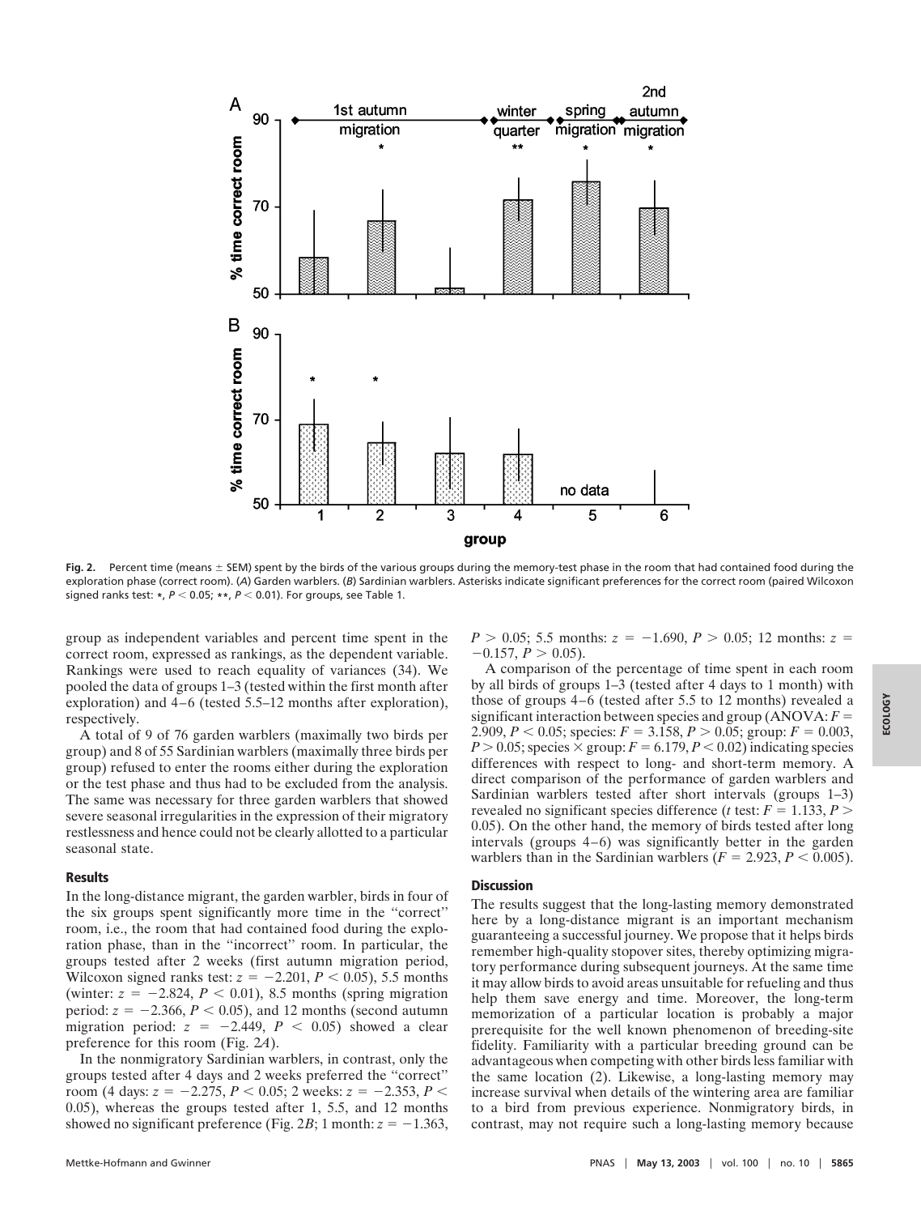**Fig. 2.** Percent time (means ± SEM) spent by the birds of the various groups during the memory-test phase in the room that had contained food during the exploration phase (correct room). (*A*) Garden warblers. (*B*) Sardinian warblers. Asterisks indicate significant preferences for the correct room (paired Wilcoxon signed ranks test: *, $P < 0.05$; **, $P < 0.01$). For groups, see Table 1.

group as independent variables and percent time spent in the correct room, expressed as rankings, as the dependent variable. Rankings were used to reach equality of variances (34). We pooled the data of groups 1–3 (tested within the first month after exploration) and 4–6 (tested 5.5–12 months after exploration), respectively.

A total of 9 of 76 garden warblers (maximally two birds per group) and 8 of 55 Sardinian warblers (maximally three birds per group) refused to enter the rooms either during the exploration or the test phase and thus had to be excluded from the analysis. The same was necessary for three garden warblers that showed severe seasonal irregularities in the expression of their migratory restlessness and hence could not be clearly allotted to a particular seasonal state.

## Results

In the long-distance migrant, the garden warbler, birds in four of the six groups spent significantly more time in the "correct" room, i.e., the room that had contained food during the exploration phase, than in the "incorrect" room. In particular, the groups tested after 2 weeks (first autumn migration period, Wilcoxon signed ranks test: $z = -2.201$, $P < 0.05$), 5.5 months (winter: $z = -2.824$, $P < 0.01$), 8.5 months (spring migration period: $z = -2.366$, $P < 0.05$), and 12 months (second autumn migration period: $z = -2.449$, $P < 0.05$) showed a clear preference for this room (Fig. 2*A*).

In the nonmigratory Sardinian warblers, in contrast, only the groups tested after 4 days and 2 weeks preferred the "correct" room (4 days: $z = -2.275$, $P < 0.05$; 2 weeks: $z = -2.353$, $P < 0.05$), whereas the groups tested after 1, 5.5, and 12 months showed no significant preference (Fig. 2*B*; 1 month: $z = -1.363$, $P > 0.05$; 5.5 months: $z = -1.690$, $P > 0.05$; 12 months: $z = -0.157$, $P > 0.05$).

A comparison of the percentage of time spent in each room by all birds of groups 1–3 (tested after 4 days to 1 month) with those of groups 4–6 (tested after 5.5 to 12 months) revealed a significant interaction between species and group (ANOVA: $F = 2.909$, $P < 0.05$; species: $F = 3.158$, $P > 0.05$; group: $F = 0.003$, $P > 0.05$; species × group: $F = 6.179$, $P < 0.02$) indicating species differences with respect to long- and short-term memory. A direct comparison of the performance of garden warblers and Sardinian warblers tested after short intervals (groups 1–3) revealed no significant species difference (*t* test: $F = 1.133$, $P > 0.05$). On the other hand, the memory of birds tested after long intervals (groups 4–6) was significantly better in the garden warblers than in the Sardinian warblers ($F = 2.923$, $P < 0.005$).

## Discussion

The results suggest that the long-lasting memory demonstrated here by a long-distance migrant is an important mechanism guaranteeing a successful journey. We propose that it helps birds remember high-quality stopover sites, thereby optimizing migratory performance during subsequent journeys. At the same time it may allow birds to avoid areas unsuitable for refueling and thus help them save energy and time. Moreover, the long-term memorization of a particular location is probably a major prerequisite for the well known phenomenon of breeding-site fidelity. Familiarity with a particular breeding ground can be advantageous when competing with other birds less familiar with the same location (2). Likewise, a long-lasting memory may increase survival when details of the wintering area are familiar to a bird from previous experience. Nonmigratory birds, in contrast, may not require such a long-lasting memory because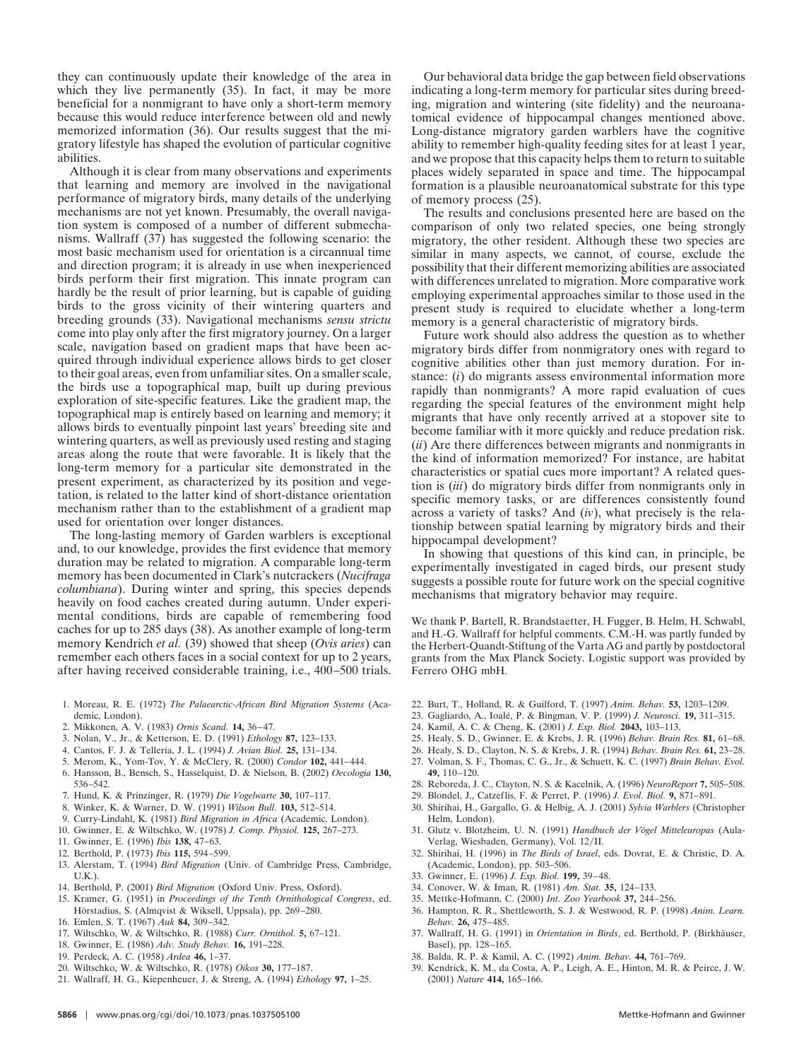they can continuously update their knowledge of the area in which they live permanently (35). In fact, it may be more beneficial for a nonmigrant to have only a short-term memory because this would reduce interference between old and newly memorized information (36). Our results suggest that the migratory lifestyle has shaped the evolution of particular cognitive abilities.

Although it is clear from many observations and experiments that learning and memory are involved in the navigational performance of migratory birds, many details of the underlying mechanisms are not yet known. Presumably, the overall navigation system is composed of a number of different submechanisms. Wallraff (37) has suggested the following scenario: the most basic mechanism used for orientation is a circannual time and direction program; it is already in use when inexperienced birds perform their first migration. This innate program can hardly be the result of prior learning, but is capable of guiding birds to the gross vicinity of their wintering quarters and breeding grounds (33). Navigational mechanisms *sensu strictu* come into play only after the first migratory journey. On a larger scale, navigation based on gradient maps that have been acquired through individual experience allows birds to get closer to their goal areas, even from unfamiliar sites. On a smaller scale, the birds use a topographical map, built up during previous exploration of site-specific features. Like the gradient map, the topographical map is entirely based on learning and memory; it allows birds to eventually pinpoint last years' breeding site and wintering quarters, as well as previously used resting and staging areas along the route that were favorable. It is likely that the long-term memory for a particular site demonstrated in the present experiment, as characterized by its position and vegetation, is related to the latter kind of short-distance orientation mechanism rather than to the establishment of a gradient map used for orientation over longer distances.

The long-lasting memory of Garden warblers is exceptional and, to our knowledge, provides the first evidence that memory duration may be related to migration. A comparable long-term memory has been documented in Clark's nutcrackers (*Nucifraga columbiana*). During winter and spring, this species depends heavily on food caches created during autumn. Under experimental conditions, birds are capable of remembering food caches for up to 285 days (38). As another example of long-term memory Kendrich *et al.* (39) showed that sheep (*Ovis aries*) can remember each others faces in a social context for up to 2 years, after having received considerable training, i.e., 400–500 trials.

Our behavioral data bridge the gap between field observations indicating a long-term memory for particular sites during breeding, migration and wintering (site fidelity) and the neuroanatomical evidence of hippocampal changes mentioned above. Long-distance migratory garden warblers have the cognitive ability to remember high-quality feeding sites for at least 1 year, and we propose that this capacity helps them to return to suitable places widely separated in space and time. The hippocampal formation is a plausible neuroanatomical substrate for this type of memory process (25).

The results and conclusions presented here are based on the comparison of only two related species, one being strongly migratory, the other resident. Although these two species are similar in many aspects, we cannot, of course, exclude the possibility that their different memorizing abilities are associated with differences unrelated to migration. More comparative work employing experimental approaches similar to those used in the present study is required to elucidate whether a long-term memory is a general characteristic of migratory birds.

Future work should also address the question as to whether migratory birds differ from nonmigratory ones with regard to cognitive abilities other than just memory duration. For instance: (*i*) do migrants assess environmental information more rapidly than nonmigrants? A more rapid evaluation of cues regarding the special features of the environment might help migrants that have only recently arrived at a stopover site to become familiar with it more quickly and reduce predation risk. (*ii*) Are there differences between migrants and nonmigrants in the kind of information memorized? For instance, are habitat characteristics or spatial cues more important? A related question is (*iii*) do migratory birds differ from nonmigrants only in specific memory tasks, or are differences consistently found across a variety of tasks? And (*iv*), what precisely is the relationship between spatial learning by migratory birds and their hippocampal development?

In showing that questions of this kind can, in principle, be experimentally investigated in caged birds, our present study suggests a possible route for future work on the special cognitive mechanisms that migratory behavior may require.

We thank P. Bartell, R. Brandstaetter, H. Fugger, B. Helm, H. Schwabl, and H.-G. Wallraff for helpful comments. C.M.-H. was partly funded by the Herbert-Quandt-Stiftung of the Varta AG and partly by postdoctoral grants from the Max Planck Society. Logistic support was provided by Ferrero OHG mbH.

1. Moreau, R. E. (1972) *The Palaearctic-African Bird Migration Systems* (Academic, London).
2. Mikkonen, A. V. (1983) *Ornis Scand.* **14,** 36–47.
3. Nolan, V., Jr., & Ketterson, E. D. (1991) *Ethology* **87,** 123–133.
4. Cantos, F. J. & Tellería, J. L. (1994) *J. Avian Biol.* **25,** 131–134.
5. Merom, K., Yom-Tov, Y. & McClery, R. (2000) *Condor* **102,** 441–444.
6. Hansson, B., Bensch, S., Hasselquist, D. & Nielson, B. (2002) *Oecologia* **130,** 536–542.
7. Hund, K. & Prinzinger, R. (1979) *Die Vogelwarte* **30,** 107–117.
8. Winker, K. & Warner, D. W. (1991) *Wilson Bull.* **103,** 512–514.
9. Curry-Lindahl, K. (1981) *Bird Migration in Africa* (Academic, London).
10. Gwinner, E. & Wiltschko, W. (1978) *J. Comp. Physiol.* **125,** 267–273.
11. Gwinner, E. (1996) *Ibis* **138,** 47–63.
12. Berthold, P. (1973) *Ibis* **115,** 594–599.
13. Alerstam, T. (1994) *Bird Migration* (Univ. of Cambridge Press, Cambridge, U.K.).
14. Berthold, P. (2001) *Bird Migration* (Oxford Univ. Press, Oxford).
15. Kramer, G. (1951) in *Proceedings of the Tenth Ornithological Congress*, ed. Hörstadius, S. (Almqvist & Wiksell, Uppsala), pp. 269–280.
16. Emlen, S. T. (1967) *Auk* **84,** 309–342.
17. Wiltschko, W. & Wiltschko, R. (1988) *Curr. Ornithol.* **5,** 67–121.
18. Gwinner, E. (1986) *Adv. Study Behav.* **16,** 191–228.
19. Perdeck, A. C. (1958) *Ardea* **46,** 1–37.
20. Wiltschko, W. & Wiltschko, R. (1978) *Oikos* **30,** 177–187.
21. Wallraff, H. G., Kiepenheuer, J. & Streng, A. (1994) *Ethology* **97,** 1–25.
22. Burt, T., Holland, R. & Guilford, T. (1997) *Anim. Behav.* **53,** 1203–1209.
23. Gagliardo, A., Ioalé, P. & Bingman, V. P. (1999) *J. Neurosci.* **19,** 311–315.
24. Kamil, A. C. & Cheng, K. (2001) *J. Exp. Biol.* **2043,** 103–113.
25. Healy, S. D., Gwinner, E. & Krebs, J. R. (1996) *Behav. Brain Res.* **81,** 61–68.
26. Healy, S. D., Clayton, N. S. & Krebs, J. R. (1994) *Behav. Brain Res.* **61,** 23–28.
27. Volman, S. F., Thomas, C. G., Jr., & Schuett, K. C. (1997) *Brain Behav. Evol.* **49,** 110–120.
28. Reboreda, J. C., Clayton, N. S. & Kacelnik, A. (1996) *NeuroReport* **7,** 505–508.
29. Blondel, J., Catzeflis, F. & Perret, P. (1996) *J. Evol. Biol.* **9,** 871–891.
30. Shirihai, H., Gargallo, G. & Helbig, A. J. (2001) *Sylvia Warblers* (Christopher Helm, London).
31. Glutz v. Blotzheim, U. N. (1991) *Handbuch der Vögel Mitteleuropas* (Aula-Verlag, Wiesbaden, Germany), Vol. 12/II.
32. Shirihai, H. (1996) in *The Birds of Israel*, eds. Dovrat, E. & Christie, D. A. (Academic, London), pp. 503–506.
33. Gwinner, E. (1996) *J. Exp. Biol.* **199,** 39–48.
34. Conover, W. & Iman, R. (1981) *Am. Stat.* **35,** 124–133.
35. Mettke-Hofmann, C. (2000) *Int. Zoo Yearbook* **37,** 244–256.
36. Hampton, R. R., Shettleworth, S. J. & Westwood, R. P. (1998) *Anim. Learn. Behav.* **26,** 475–485.
37. Wallraff, H. G. (1991) in *Orientation in Birds*, ed. Berthold, P. (Birkhäuser, Basel), pp. 128–165.
38. Balda, R. P. & Kamil, A. C. (1992) *Anim. Behav.* **44,** 761–769.
39. Kendrick, K. M., da Costa, A. P., Leigh, A. E., Hinton, M. R. & Peirce, J. W. (2001) *Nature* **414,** 165–166.